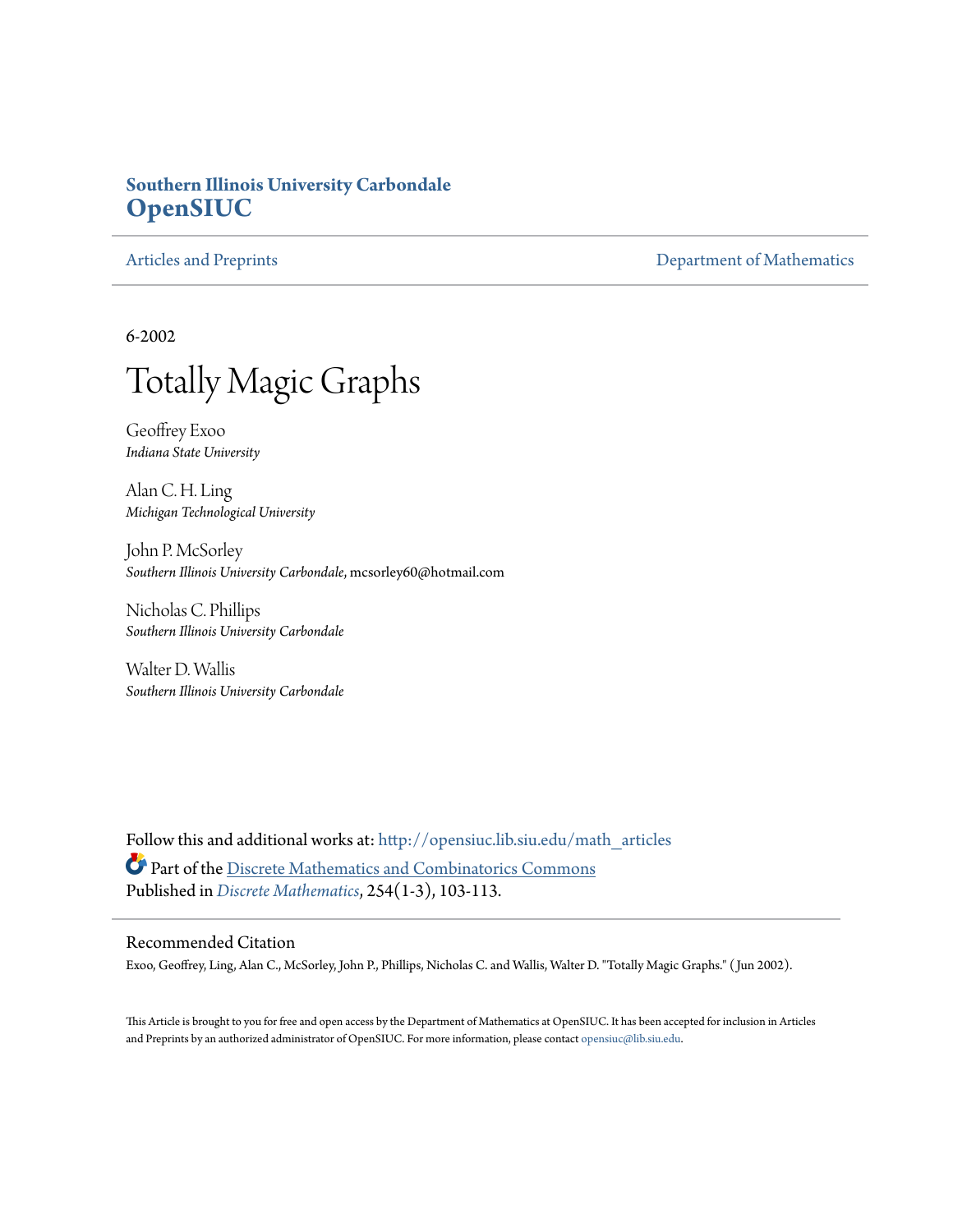**Southern Illinois University Carbondale**
**OpenSIUC**

Articles and Preprints | Department of Mathematics

6-2002

# Totally Magic Graphs

Geoffrey Exoo
*Indiana State University*

Alan C. H. Ling
*Michigan Technological University*

John P. McSorley
*Southern Illinois University Carbondale*, mcsorley60@hotmail.com

Nicholas C. Phillips
*Southern Illinois University Carbondale*

Walter D. Wallis
*Southern Illinois University Carbondale*

Follow this and additional works at: http://opensiuc.lib.siu.edu/math_articles

Part of the Discrete Mathematics and Combinatorics Commons

Published in *Discrete Mathematics*, 254(1-3), 103-113.

## Recommended Citation

Exoo, Geoffrey, Ling, Alan C., McSorley, John P., Phillips, Nicholas C. and Wallis, Walter D. "Totally Magic Graphs." (Jun 2002).

This Article is brought to you for free and open access by the Department of Mathematics at OpenSIUC. It has been accepted for inclusion in Articles and Preprints by an authorized administrator of OpenSIUC. For more information, please contact opensiuc@lib.siu.edu.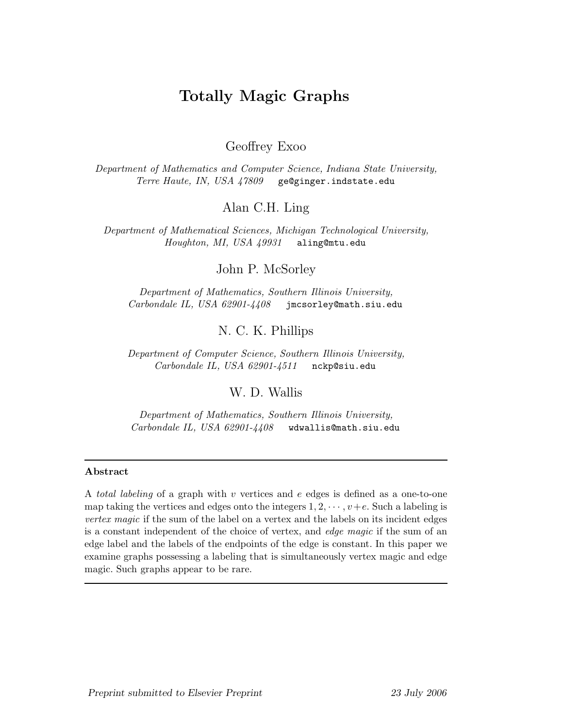# Totally Magic Graphs

Geoffrey Exoo

*Department of Mathematics and Computer Science, Indiana State University, Terre Haute, IN, USA 47809* `ge@ginger.indstate.edu`

Alan C.H. Ling

*Department of Mathematical Sciences, Michigan Technological University, Houghton, MI, USA 49931* `aling@mtu.edu`

John P. McSorley

*Department of Mathematics, Southern Illinois University, Carbondale IL, USA 62901-4408* `jmcsorley@math.siu.edu`

N. C. K. Phillips

*Department of Computer Science, Southern Illinois University, Carbondale IL, USA 62901-4511* `nckp@siu.edu`

W. D. Wallis

*Department of Mathematics, Southern Illinois University, Carbondale IL, USA 62901-4408* `wdwallis@math.siu.edu`

---

**Abstract**

A *total labeling* of a graph with $v$ vertices and $e$ edges is defined as a one-to-one map taking the vertices and edges onto the integers $1, 2, \cdots, v+e$. Such a labeling is *vertex magic* if the sum of the label on a vertex and the labels on its incident edges is a constant independent of the choice of vertex, and *edge magic* if the sum of an edge label and the labels of the endpoints of the edge is constant. In this paper we examine graphs possessing a labeling that is simultaneously vertex magic and edge magic. Such graphs appear to be rare.

---

*Preprint submitted to Elsevier Preprint* — *23 July 2006*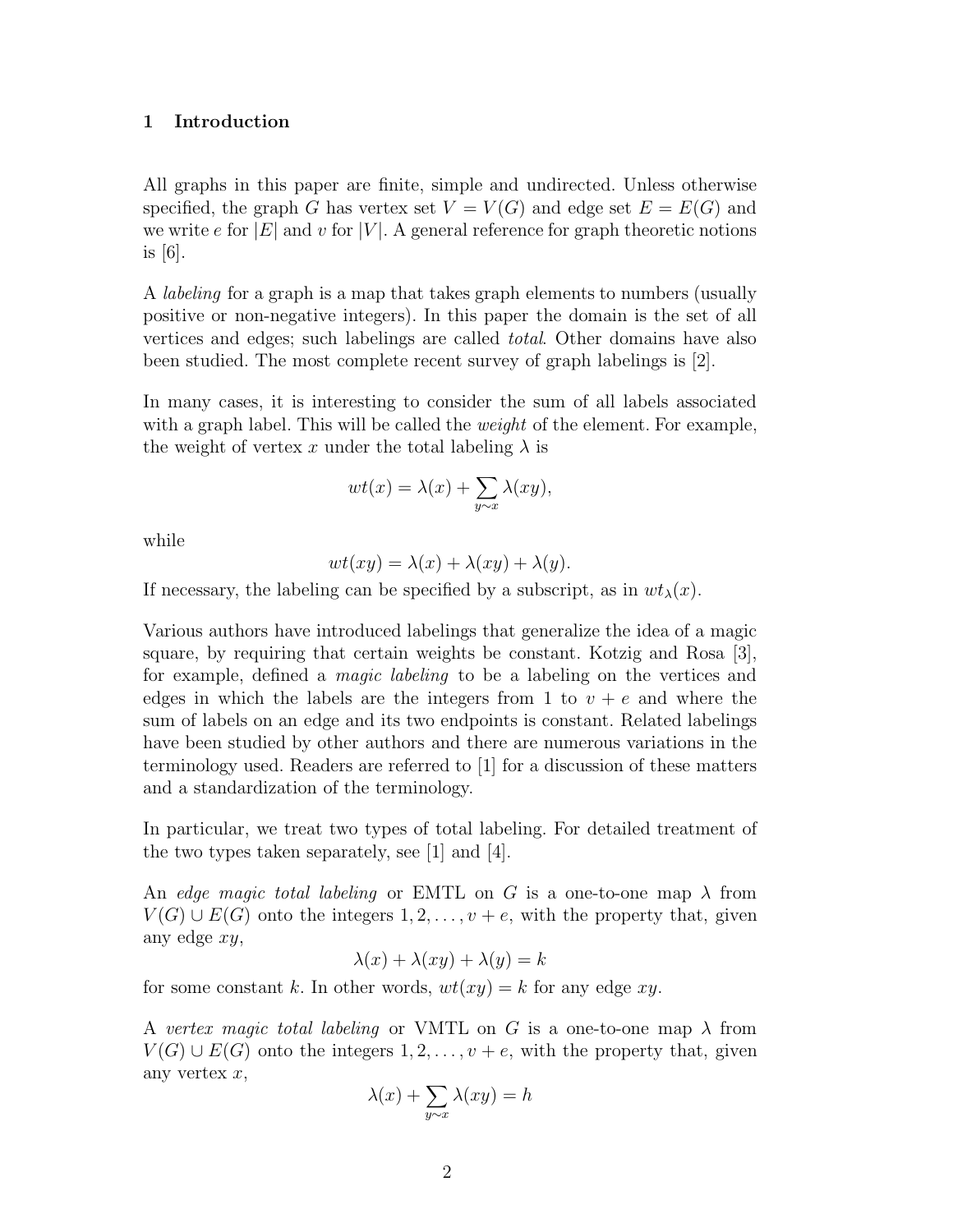## 1 Introduction

All graphs in this paper are finite, simple and undirected. Unless otherwise specified, the graph $G$ has vertex set $V = V(G)$ and edge set $E = E(G)$ and we write $e$ for $|E|$ and $v$ for $|V|$. A general reference for graph theoretic notions is [6].

A *labeling* for a graph is a map that takes graph elements to numbers (usually positive or non-negative integers). In this paper the domain is the set of all vertices and edges; such labelings are called *total*. Other domains have also been studied. The most complete recent survey of graph labelings is [2].

In many cases, it is interesting to consider the sum of all labels associated with a graph label. This will be called the *weight* of the element. For example, the weight of vertex $x$ under the total labeling $\lambda$ is

$$wt(x) = \lambda(x) + \sum_{y \sim x} \lambda(xy),$$

while

$$wt(xy) = \lambda(x) + \lambda(xy) + \lambda(y).$$

If necessary, the labeling can be specified by a subscript, as in $wt_\lambda(x)$.

Various authors have introduced labelings that generalize the idea of a magic square, by requiring that certain weights be constant. Kotzig and Rosa [3], for example, defined a *magic labeling* to be a labeling on the vertices and edges in which the labels are the integers from 1 to $v + e$ and where the sum of labels on an edge and its two endpoints is constant. Related labelings have been studied by other authors and there are numerous variations in the terminology used. Readers are referred to [1] for a discussion of these matters and a standardization of the terminology.

In particular, we treat two types of total labeling. For detailed treatment of the two types taken separately, see [1] and [4].

An *edge magic total labeling* or EMTL on $G$ is a one-to-one map $\lambda$ from $V(G) \cup E(G)$ onto the integers $1, 2, \ldots, v + e$, with the property that, given any edge $xy$,

$$\lambda(x) + \lambda(xy) + \lambda(y) = k$$

for some constant $k$. In other words, $wt(xy) = k$ for any edge $xy$.

A *vertex magic total labeling* or VMTL on $G$ is a one-to-one map $\lambda$ from $V(G) \cup E(G)$ onto the integers $1, 2, \ldots, v + e$, with the property that, given any vertex $x$,

$$\lambda(x) + \sum_{y \sim x} \lambda(xy) = h$$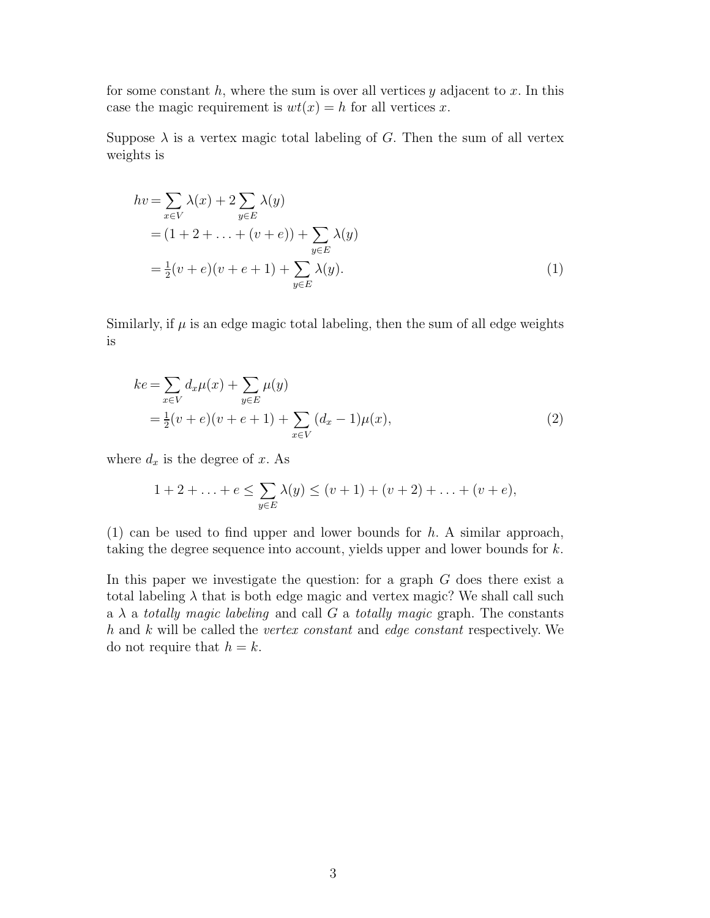for some constant $h$, where the sum is over all vertices $y$ adjacent to $x$. In this case the magic requirement is $wt(x) = h$ for all vertices $x$.

Suppose $\lambda$ is a vertex magic total labeling of $G$. Then the sum of all vertex weights is

$$
\begin{aligned}
hv &= \sum_{x \in V} \lambda(x) + 2 \sum_{y \in E} \lambda(y) \\
&= (1 + 2 + \ldots + (v + e)) + \sum_{y \in E} \lambda(y) \\
&= \tfrac{1}{2}(v + e)(v + e + 1) + \sum_{y \in E} \lambda(y). \qquad (1)
\end{aligned}
$$

Similarly, if $\mu$ is an edge magic total labeling, then the sum of all edge weights is

$$
\begin{aligned}
ke &= \sum_{x \in V} d_x \mu(x) + \sum_{y \in E} \mu(y) \\
&= \tfrac{1}{2}(v + e)(v + e + 1) + \sum_{x \in V} (d_x - 1)\mu(x), \qquad (2)
\end{aligned}
$$

where $d_x$ is the degree of $x$. As

$$
1 + 2 + \ldots + e \leq \sum_{y \in E} \lambda(y) \leq (v + 1) + (v + 2) + \ldots + (v + e),
$$

(1) can be used to find upper and lower bounds for $h$. A similar approach, taking the degree sequence into account, yields upper and lower bounds for $k$.

In this paper we investigate the question: for a graph $G$ does there exist a total labeling $\lambda$ that is both edge magic and vertex magic? We shall call such a $\lambda$ a *totally magic labeling* and call $G$ a *totally magic* graph. The constants $h$ and $k$ will be called the *vertex constant* and *edge constant* respectively. We do not require that $h = k$.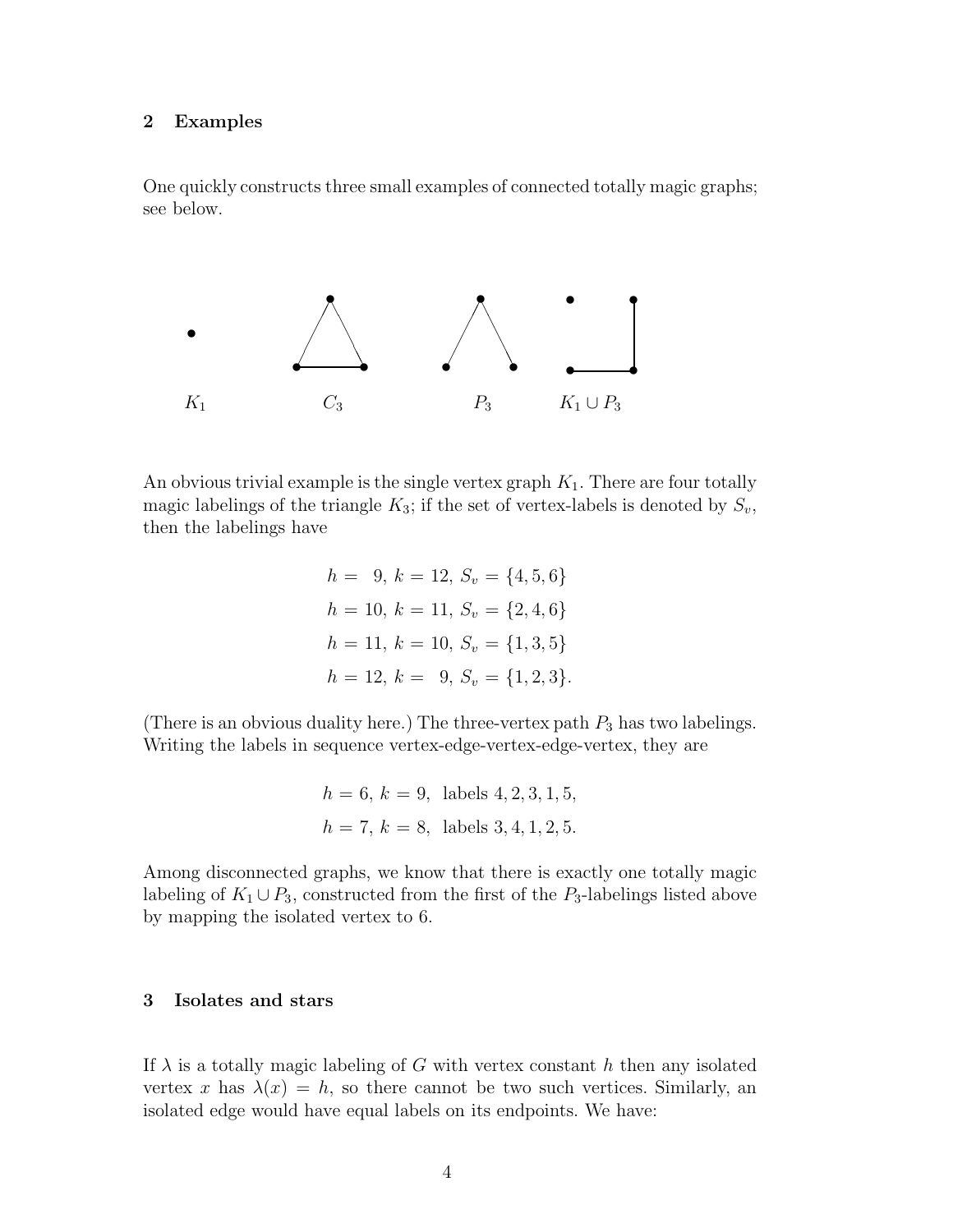## 2 Examples

One quickly constructs three small examples of connected totally magic graphs; see below.

$K_1$ $C_3$ $P_3$ $K_1 \cup P_3$

An obvious trivial example is the single vertex graph $K_1$. There are four totally magic labelings of the triangle $K_3$; if the set of vertex-labels is denoted by $S_v$, then the labelings have

$$
\begin{aligned}
h &= 9,\ k = 12,\ S_v = \{4, 5, 6\} \\
h &= 10,\ k = 11,\ S_v = \{2, 4, 6\} \\
h &= 11,\ k = 10,\ S_v = \{1, 3, 5\} \\
h &= 12,\ k = 9,\ S_v = \{1, 2, 3\}.
\end{aligned}
$$

(There is an obvious duality here.) The three-vertex path $P_3$ has two labelings. Writing the labels in sequence vertex-edge-vertex-edge-vertex, they are

$$
\begin{aligned}
h &= 6,\ k = 9,\ \text{ labels } 4, 2, 3, 1, 5, \\
h &= 7,\ k = 8,\ \text{ labels } 3, 4, 1, 2, 5.
\end{aligned}
$$

Among disconnected graphs, we know that there is exactly one totally magic labeling of $K_1 \cup P_3$, constructed from the first of the $P_3$-labelings listed above by mapping the isolated vertex to 6.

## 3 Isolates and stars

If $\lambda$ is a totally magic labeling of $G$ with vertex constant $h$ then any isolated vertex $x$ has $\lambda(x) = h$, so there cannot be two such vertices. Similarly, an isolated edge would have equal labels on its endpoints. We have: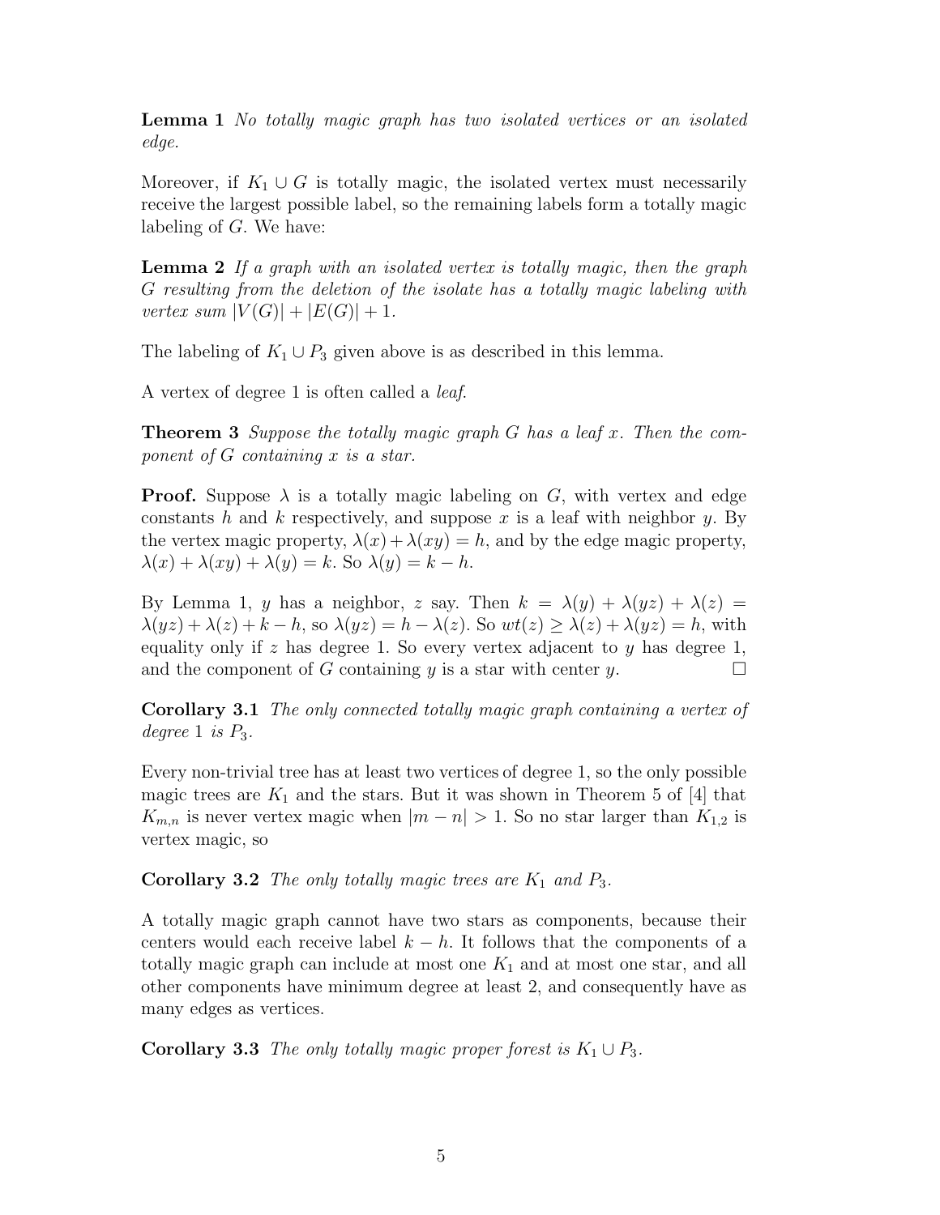**Lemma 1** *No totally magic graph has two isolated vertices or an isolated edge.*

Moreover, if $K_1 \cup G$ is totally magic, the isolated vertex must necessarily receive the largest possible label, so the remaining labels form a totally magic labeling of $G$. We have:

**Lemma 2** *If a graph with an isolated vertex is totally magic, then the graph $G$ resulting from the deletion of the isolate has a totally magic labeling with vertex sum $|V(G)| + |E(G)| + 1$.*

The labeling of $K_1 \cup P_3$ given above is as described in this lemma.

A vertex of degree 1 is often called a *leaf*.

**Theorem 3** *Suppose the totally magic graph $G$ has a leaf $x$. Then the component of $G$ containing $x$ is a star.*

**Proof.** Suppose $\lambda$ is a totally magic labeling on $G$, with vertex and edge constants $h$ and $k$ respectively, and suppose $x$ is a leaf with neighbor $y$. By the vertex magic property, $\lambda(x)+\lambda(xy) = h$, and by the edge magic property, $\lambda(x) + \lambda(xy) + \lambda(y) = k$. So $\lambda(y) = k - h$.

By Lemma 1, $y$ has a neighbor, $z$ say. Then $k = \lambda(y) + \lambda(yz) + \lambda(z) = \lambda(yz)+\lambda(z)+k-h$, so $\lambda(yz) = h-\lambda(z)$. So $wt(z) \geq \lambda(z)+\lambda(yz) = h$, with equality only if $z$ has degree 1. So every vertex adjacent to $y$ has degree 1, and the component of $G$ containing $y$ is a star with center $y$. □

**Corollary 3.1** *The only connected totally magic graph containing a vertex of degree 1 is $P_3$.*

Every non-trivial tree has at least two vertices of degree 1, so the only possible magic trees are $K_1$ and the stars. But it was shown in Theorem 5 of [4] that $K_{m,n}$ is never vertex magic when $|m - n| > 1$. So no star larger than $K_{1,2}$ is vertex magic, so

**Corollary 3.2** *The only totally magic trees are $K_1$ and $P_3$.*

A totally magic graph cannot have two stars as components, because their centers would each receive label $k - h$. It follows that the components of a totally magic graph can include at most one $K_1$ and at most one star, and all other components have minimum degree at least 2, and consequently have as many edges as vertices.

**Corollary 3.3** *The only totally magic proper forest is $K_1 \cup P_3$.*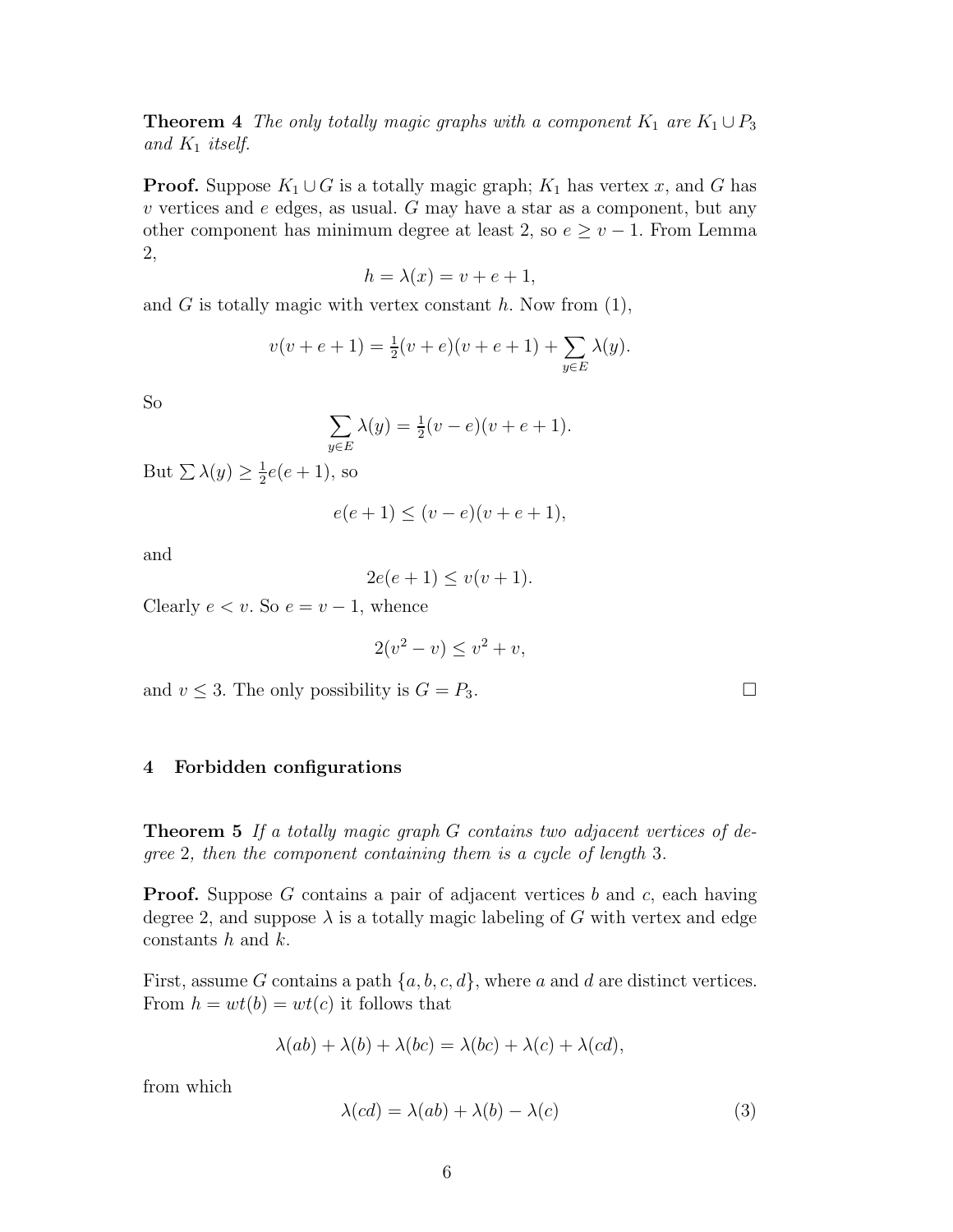**Theorem 4** *The only totally magic graphs with a component $K_1$ are $K_1 \cup P_3$ and $K_1$ itself.*

**Proof.** Suppose $K_1 \cup G$ is a totally magic graph; $K_1$ has vertex $x$, and $G$ has $v$ vertices and $e$ edges, as usual. $G$ may have a star as a component, but any other component has minimum degree at least 2, so $e \geq v - 1$. From Lemma 2,

$$h = \lambda(x) = v + e + 1,$$

and $G$ is totally magic with vertex constant $h$. Now from (1),

$$v(v + e + 1) = \tfrac{1}{2}(v + e)(v + e + 1) + \sum_{y \in E} \lambda(y).$$

So

$$\sum_{y \in E} \lambda(y) = \tfrac{1}{2}(v - e)(v + e + 1).$$

But $\sum \lambda(y) \geq \frac{1}{2}e(e + 1)$, so

$$e(e + 1) \leq (v - e)(v + e + 1),$$

and

$$2e(e + 1) \leq v(v + 1).$$

Clearly $e < v$. So $e = v - 1$, whence

$$2(v^2 - v) \leq v^2 + v,$$

and $v \leq 3$. The only possibility is $G = P_3$. □

## 4 Forbidden configurations

**Theorem 5** *If a totally magic graph $G$ contains two adjacent vertices of degree 2, then the component containing them is a cycle of length 3.*

**Proof.** Suppose $G$ contains a pair of adjacent vertices $b$ and $c$, each having degree 2, and suppose $\lambda$ is a totally magic labeling of $G$ with vertex and edge constants $h$ and $k$.

First, assume $G$ contains a path $\{a, b, c, d\}$, where $a$ and $d$ are distinct vertices. From $h = wt(b) = wt(c)$ it follows that

$$\lambda(ab) + \lambda(b) + \lambda(bc) = \lambda(bc) + \lambda(c) + \lambda(cd),$$

from which

$$\lambda(cd) = \lambda(ab) + \lambda(b) - \lambda(c) \tag{3}$$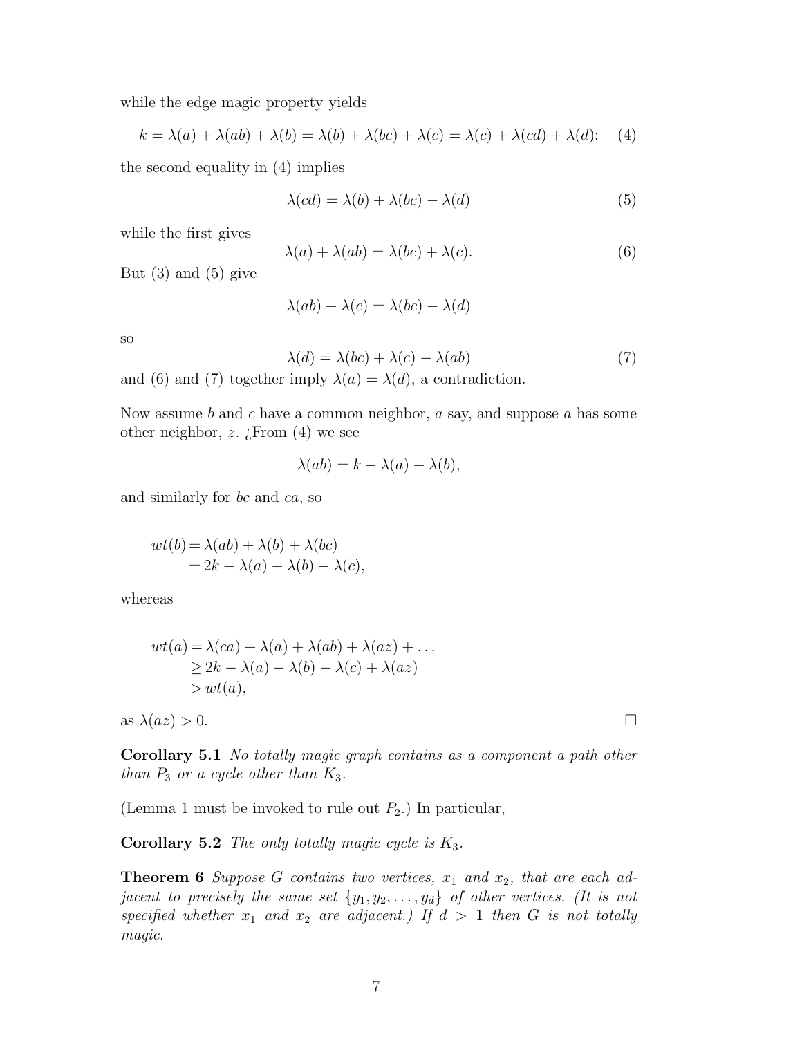while the edge magic property yields

$$k = \lambda(a) + \lambda(ab) + \lambda(b) = \lambda(b) + \lambda(bc) + \lambda(c) = \lambda(c) + \lambda(cd) + \lambda(d); \quad (4)$$

the second equality in (4) implies

$$\lambda(cd) = \lambda(b) + \lambda(bc) - \lambda(d) \quad (5)$$

while the first gives

$$\lambda(a) + \lambda(ab) = \lambda(bc) + \lambda(c). \quad (6)$$

But (3) and (5) give

$$\lambda(ab) - \lambda(c) = \lambda(bc) - \lambda(d)$$

so

$$\lambda(d) = \lambda(bc) + \lambda(c) - \lambda(ab) \quad (7)$$

and (6) and (7) together imply $\lambda(a) = \lambda(d)$, a contradiction.

Now assume $b$ and $c$ have a common neighbor, $a$ say, and suppose $a$ has some other neighbor, $z$. ¿From (4) we see

$$\lambda(ab) = k - \lambda(a) - \lambda(b),$$

and similarly for $bc$ and $ca$, so

$$\begin{aligned} wt(b) &= \lambda(ab) + \lambda(b) + \lambda(bc) \\ &= 2k - \lambda(a) - \lambda(b) - \lambda(c), \end{aligned}$$

whereas

$$\begin{aligned} wt(a) &= \lambda(ca) + \lambda(a) + \lambda(ab) + \lambda(az) + \dots \\ &\geq 2k - \lambda(a) - \lambda(b) - \lambda(c) + \lambda(az) \\ &> wt(a), \end{aligned}$$

as $\lambda(az) > 0$. □

**Corollary 5.1** *No totally magic graph contains as a component a path other than $P_3$ or a cycle other than $K_3$.*

(Lemma 1 must be invoked to rule out $P_2$.) In particular,

**Corollary 5.2** *The only totally magic cycle is $K_3$.*

**Theorem 6** *Suppose $G$ contains two vertices, $x_1$ and $x_2$, that are each adjacent to precisely the same set $\{y_1, y_2, \dots, y_d\}$ of other vertices. (It is not specified whether $x_1$ and $x_2$ are adjacent.) If $d > 1$ then $G$ is not totally magic.*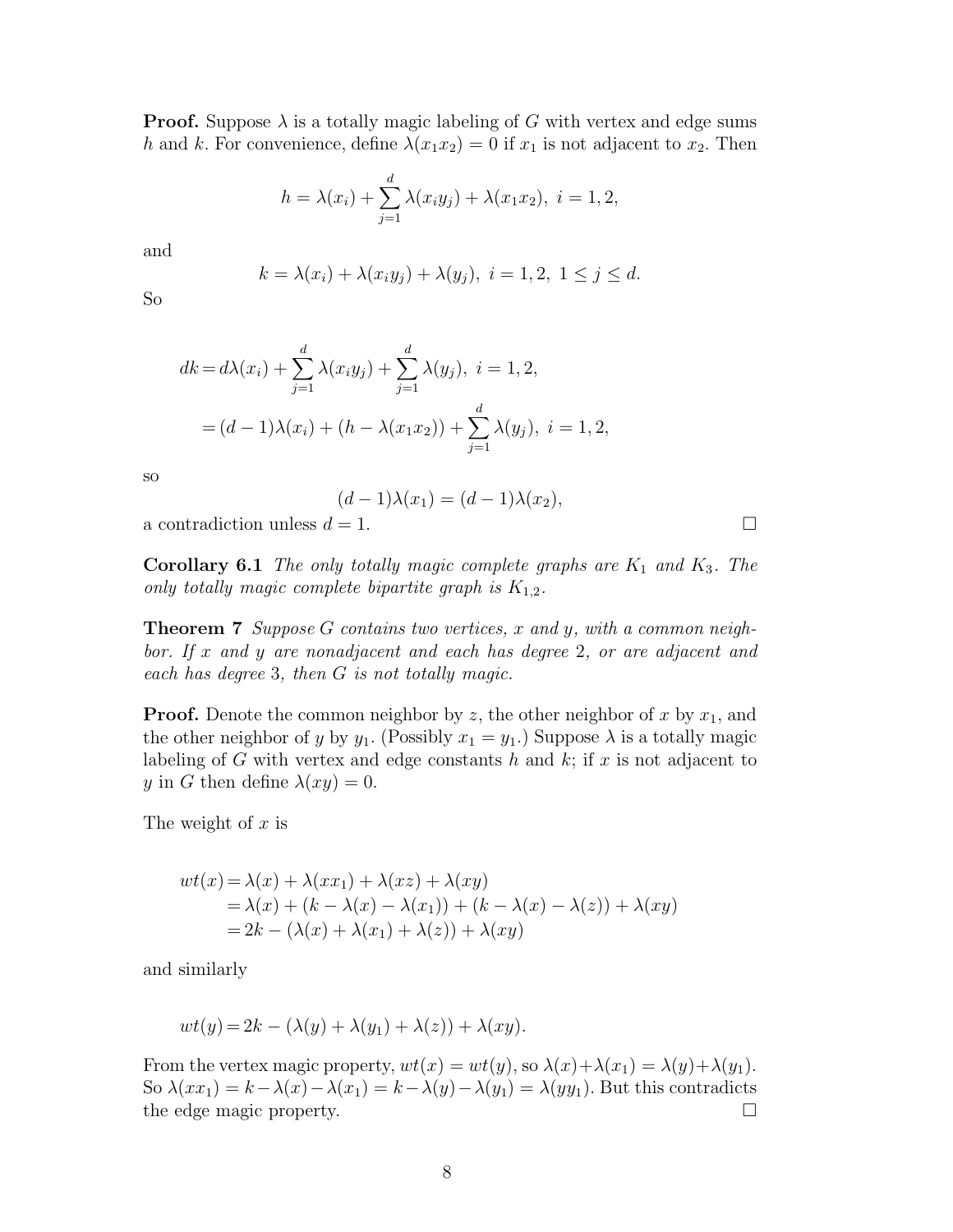**Proof.** Suppose $\lambda$ is a totally magic labeling of $G$ with vertex and edge sums $h$ and $k$. For convenience, define $\lambda(x_1x_2) = 0$ if $x_1$ is not adjacent to $x_2$. Then

$$h = \lambda(x_i) + \sum_{j=1}^{d} \lambda(x_iy_j) + \lambda(x_1x_2),\ i = 1, 2,$$

and

$$k = \lambda(x_i) + \lambda(x_iy_j) + \lambda(y_j),\ i = 1, 2,\ 1 \le j \le d.$$

So

$$\begin{aligned} dk &= d\lambda(x_i) + \sum_{j=1}^{d} \lambda(x_iy_j) + \sum_{j=1}^{d} \lambda(y_j),\ i = 1, 2, \\ &= (d-1)\lambda(x_i) + (h - \lambda(x_1x_2)) + \sum_{j=1}^{d} \lambda(y_j),\ i = 1, 2, \end{aligned}$$

so

$$(d-1)\lambda(x_1) = (d-1)\lambda(x_2),$$

a contradiction unless $d = 1$. □

**Corollary 6.1** *The only totally magic complete graphs are $K_1$ and $K_3$. The only totally magic complete bipartite graph is $K_{1,2}$.*

**Theorem 7** *Suppose $G$ contains two vertices, $x$ and $y$, with a common neighbor. If $x$ and $y$ are nonadjacent and each has degree 2, or are adjacent and each has degree 3, then $G$ is not totally magic.*

**Proof.** Denote the common neighbor by $z$, the other neighbor of $x$ by $x_1$, and the other neighbor of $y$ by $y_1$. (Possibly $x_1 = y_1$.) Suppose $\lambda$ is a totally magic labeling of $G$ with vertex and edge constants $h$ and $k$; if $x$ is not adjacent to $y$ in $G$ then define $\lambda(xy) = 0$.

The weight of $x$ is

$$\begin{aligned} wt(x) &= \lambda(x) + \lambda(xx_1) + \lambda(xz) + \lambda(xy) \\ &= \lambda(x) + (k - \lambda(x) - \lambda(x_1)) + (k - \lambda(x) - \lambda(z)) + \lambda(xy) \\ &= 2k - (\lambda(x) + \lambda(x_1) + \lambda(z)) + \lambda(xy) \end{aligned}$$

and similarly

$$wt(y) = 2k - (\lambda(y) + \lambda(y_1) + \lambda(z)) + \lambda(xy).$$

From the vertex magic property, $wt(x) = wt(y)$, so $\lambda(x)+\lambda(x_1) = \lambda(y)+\lambda(y_1)$. So $\lambda(xx_1) = k-\lambda(x)-\lambda(x_1) = k-\lambda(y)-\lambda(y_1) = \lambda(yy_1)$. But this contradicts the edge magic property. □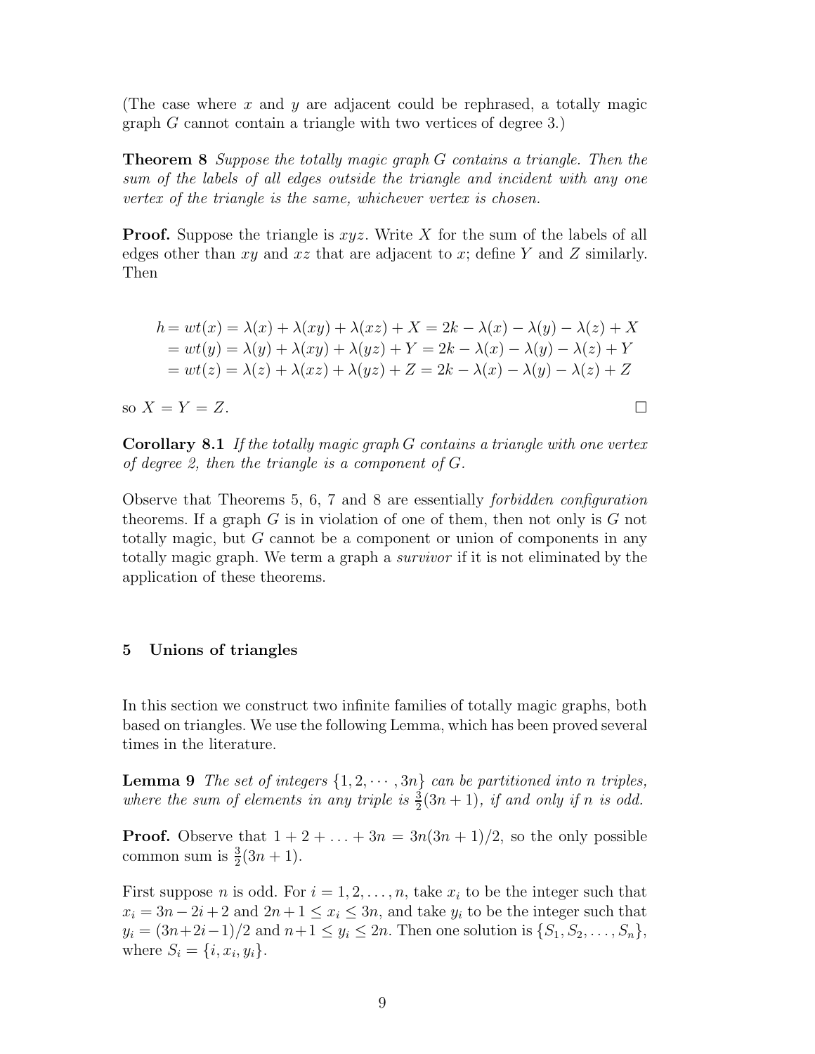(The case where $x$ and $y$ are adjacent could be rephrased, a totally magic graph $G$ cannot contain a triangle with two vertices of degree 3.)

**Theorem 8** *Suppose the totally magic graph $G$ contains a triangle. Then the sum of the labels of all edges outside the triangle and incident with any one vertex of the triangle is the same, whichever vertex is chosen.*

**Proof.** Suppose the triangle is $xyz$. Write $X$ for the sum of the labels of all edges other than $xy$ and $xz$ that are adjacent to $x$; define $Y$ and $Z$ similarly. Then

$$\begin{aligned} h = wt(x) &= \lambda(x) + \lambda(xy) + \lambda(xz) + X = 2k - \lambda(x) - \lambda(y) - \lambda(z) + X \\ = wt(y) &= \lambda(y) + \lambda(xy) + \lambda(yz) + Y = 2k - \lambda(x) - \lambda(y) - \lambda(z) + Y \\ = wt(z) &= \lambda(z) + \lambda(xz) + \lambda(yz) + Z = 2k - \lambda(x) - \lambda(y) - \lambda(z) + Z \end{aligned}$$

so $X = Y = Z$. □

**Corollary 8.1** *If the totally magic graph $G$ contains a triangle with one vertex of degree 2, then the triangle is a component of $G$.*

Observe that Theorems 5, 6, 7 and 8 are essentially *forbidden configuration* theorems. If a graph $G$ is in violation of one of them, then not only is $G$ not totally magic, but $G$ cannot be a component or union of components in any totally magic graph. We term a graph a *survivor* if it is not eliminated by the application of these theorems.

## 5 Unions of triangles

In this section we construct two infinite families of totally magic graphs, both based on triangles. We use the following Lemma, which has been proved several times in the literature.

**Lemma 9** *The set of integers $\{1, 2, \cdots, 3n\}$ can be partitioned into $n$ triples, where the sum of elements in any triple is $\frac{3}{2}(3n+1)$, if and only if $n$ is odd.*

**Proof.** Observe that $1 + 2 + \ldots + 3n = 3n(3n+1)/2$, so the only possible common sum is $\frac{3}{2}(3n+1)$.

First suppose $n$ is odd. For $i = 1, 2, \ldots, n$, take $x_i$ to be the integer such that $x_i = 3n - 2i + 2$ and $2n+1 \leq x_i \leq 3n$, and take $y_i$ to be the integer such that $y_i = (3n+2i-1)/2$ and $n+1 \leq y_i \leq 2n$. Then one solution is $\{S_1, S_2, \ldots, S_n\}$, where $S_i = \{i, x_i, y_i\}$.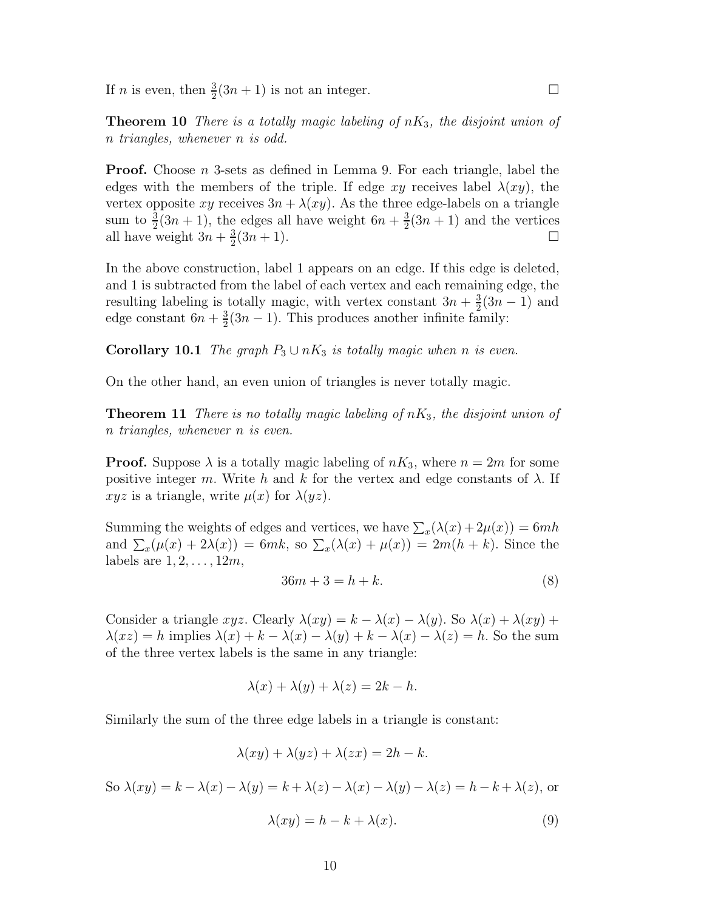If $n$ is even, then $\frac{3}{2}(3n+1)$ is not an integer. $\square$

**Theorem 10** *There is a totally magic labeling of $nK_3$, the disjoint union of $n$ triangles, whenever $n$ is odd.*

**Proof.** Choose $n$ 3-sets as defined in Lemma 9. For each triangle, label the edges with the members of the triple. If edge $xy$ receives label $\lambda(xy)$, the vertex opposite $xy$ receives $3n + \lambda(xy)$. As the three edge-labels on a triangle sum to $\frac{3}{2}(3n+1)$, the edges all have weight $6n + \frac{3}{2}(3n+1)$ and the vertices all have weight $3n + \frac{3}{2}(3n+1)$. $\square$

In the above construction, label 1 appears on an edge. If this edge is deleted, and 1 is subtracted from the label of each vertex and each remaining edge, the resulting labeling is totally magic, with vertex constant $3n + \frac{3}{2}(3n-1)$ and edge constant $6n + \frac{3}{2}(3n-1)$. This produces another infinite family:

**Corollary 10.1** *The graph $P_3 \cup nK_3$ is totally magic when $n$ is even.*

On the other hand, an even union of triangles is never totally magic.

**Theorem 11** *There is no totally magic labeling of $nK_3$, the disjoint union of $n$ triangles, whenever $n$ is even.*

**Proof.** Suppose $\lambda$ is a totally magic labeling of $nK_3$, where $n = 2m$ for some positive integer $m$. Write $h$ and $k$ for the vertex and edge constants of $\lambda$. If $xyz$ is a triangle, write $\mu(x)$ for $\lambda(yz)$.

Summing the weights of edges and vertices, we have $\sum_x(\lambda(x) + 2\mu(x)) = 6mh$ and $\sum_x(\mu(x) + 2\lambda(x)) = 6mk$, so $\sum_x(\lambda(x) + \mu(x)) = 2m(h+k)$. Since the labels are $1, 2, \ldots, 12m$,

$$36m + 3 = h + k. \tag{8}$$

Consider a triangle $xyz$. Clearly $\lambda(xy) = k - \lambda(x) - \lambda(y)$. So $\lambda(x) + \lambda(xy) + \lambda(xz) = h$ implies $\lambda(x) + k - \lambda(x) - \lambda(y) + k - \lambda(x) - \lambda(z) = h$. So the sum of the three vertex labels is the same in any triangle:

$$\lambda(x) + \lambda(y) + \lambda(z) = 2k - h.$$

Similarly the sum of the three edge labels in a triangle is constant:

$$\lambda(xy) + \lambda(yz) + \lambda(zx) = 2h - k.$$

So $\lambda(xy) = k - \lambda(x) - \lambda(y) = k + \lambda(z) - \lambda(x) - \lambda(y) - \lambda(z) = h - k + \lambda(z)$, or

$$\lambda(xy) = h - k + \lambda(x). \tag{9}$$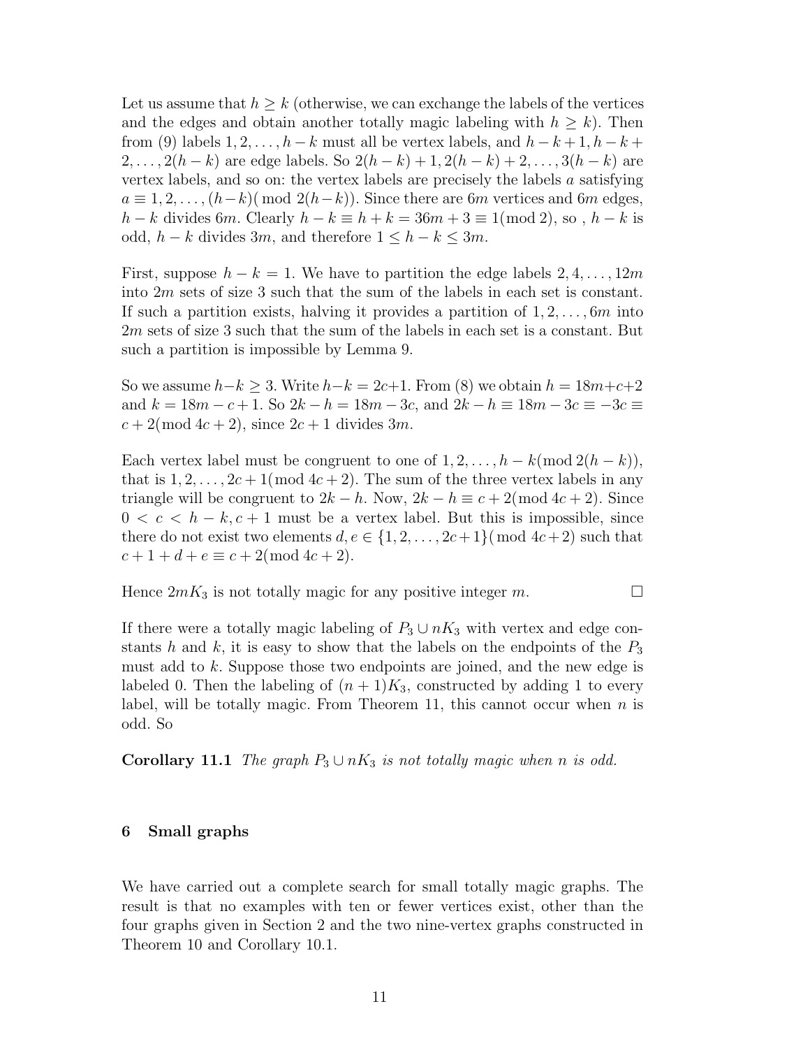Let us assume that $h \geq k$ (otherwise, we can exchange the labels of the vertices and the edges and obtain another totally magic labeling with $h \geq k$). Then from (9) labels $1, 2, \ldots, h-k$ must all be vertex labels, and $h-k+1, h-k+2, \ldots, 2(h-k)$ are edge labels. So $2(h-k)+1, 2(h-k)+2, \ldots, 3(h-k)$ are vertex labels, and so on: the vertex labels are precisely the labels $a$ satisfying $a \equiv 1, 2, \ldots, (h-k) (\bmod\ 2(h-k))$. Since there are $6m$ vertices and $6m$ edges, $h-k$ divides $6m$. Clearly $h-k \equiv h+k = 36m+3 \equiv 1 (\bmod\ 2)$, so , $h-k$ is odd, $h-k$ divides $3m$, and therefore $1 \leq h-k \leq 3m$.

First, suppose $h-k = 1$. We have to partition the edge labels $2, 4, \ldots, 12m$ into $2m$ sets of size 3 such that the sum of the labels in each set is constant. If such a partition exists, halving it provides a partition of $1, 2, \ldots, 6m$ into $2m$ sets of size 3 such that the sum of the labels in each set is a constant. But such a partition is impossible by Lemma 9.

So we assume $h-k \geq 3$. Write $h-k = 2c+1$. From (8) we obtain $h = 18m+c+2$ and $k = 18m-c+1$. So $2k-h = 18m-3c$, and $2k-h \equiv 18m-3c \equiv -3c \equiv c+2 (\bmod\ 4c+2)$, since $2c+1$ divides $3m$.

Each vertex label must be congruent to one of $1, 2, \ldots, h-k (\bmod\ 2(h-k))$, that is $1, 2, \ldots, 2c+1 (\bmod\ 4c+2)$. The sum of the three vertex labels in any triangle will be congruent to $2k-h$. Now, $2k-h \equiv c+2 (\bmod\ 4c+2)$. Since $0 < c < h-k, c+1$ must be a vertex label. But this is impossible, since there do not exist two elements $d, e \in \{1, 2, \ldots, 2c+1\} (\bmod\ 4c+2)$ such that $c+1+d+e \equiv c+2 (\bmod\ 4c+2)$.

Hence $2mK_3$ is not totally magic for any positive integer $m$. □

If there were a totally magic labeling of $P_3 \cup nK_3$ with vertex and edge constants $h$ and $k$, it is easy to show that the labels on the endpoints of the $P_3$ must add to $k$. Suppose those two endpoints are joined, and the new edge is labeled 0. Then the labeling of $(n+1)K_3$, constructed by adding 1 to every label, will be totally magic. From Theorem 11, this cannot occur when $n$ is odd. So

**Corollary 11.1** *The graph $P_3 \cup nK_3$ is not totally magic when $n$ is odd.*

## 6 Small graphs

We have carried out a complete search for small totally magic graphs. The result is that no examples with ten or fewer vertices exist, other than the four graphs given in Section 2 and the two nine-vertex graphs constructed in Theorem 10 and Corollary 10.1.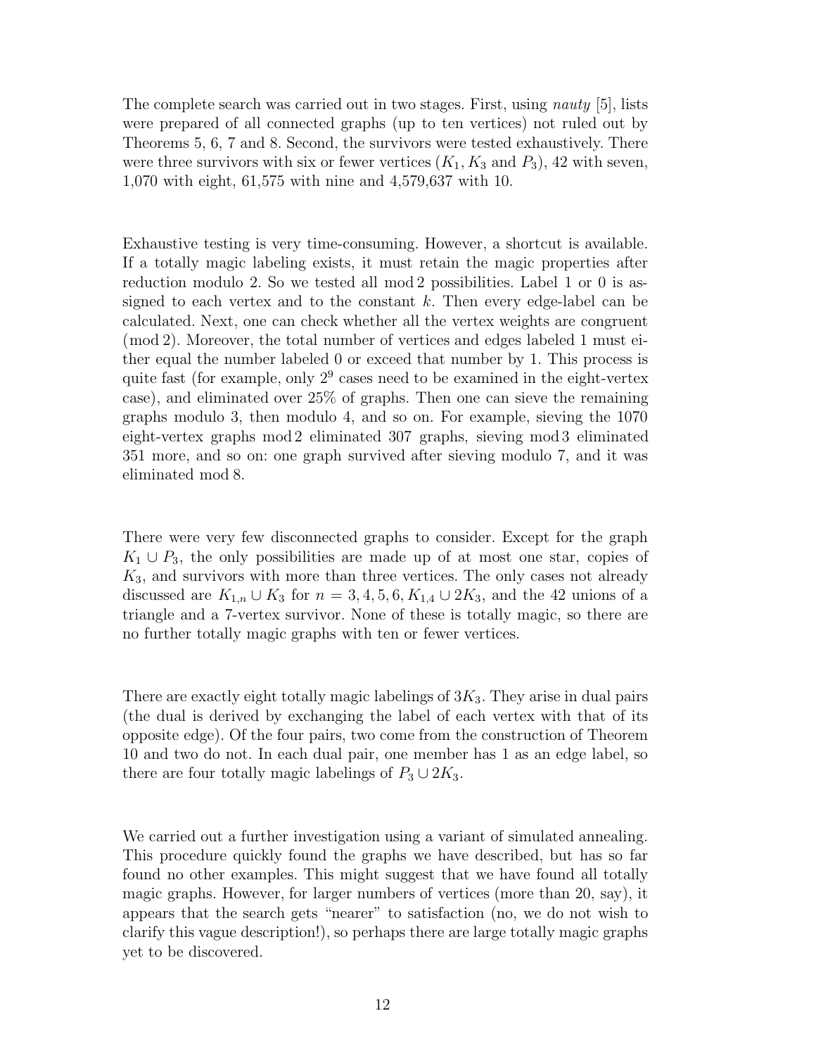The complete search was carried out in two stages. First, using *nauty* [5], lists were prepared of all connected graphs (up to ten vertices) not ruled out by Theorems 5, 6, 7 and 8. Second, the survivors were tested exhaustively. There were three survivors with six or fewer vertices ($K_1, K_3$ and $P_3$), 42 with seven, 1,070 with eight, 61,575 with nine and 4,579,637 with 10.

Exhaustive testing is very time-consuming. However, a shortcut is available. If a totally magic labeling exists, it must retain the magic properties after reduction modulo 2. So we tested all mod 2 possibilities. Label 1 or 0 is assigned to each vertex and to the constant $k$. Then every edge-label can be calculated. Next, one can check whether all the vertex weights are congruent (mod 2). Moreover, the total number of vertices and edges labeled 1 must either equal the number labeled 0 or exceed that number by 1. This process is quite fast (for example, only $2^9$ cases need to be examined in the eight-vertex case), and eliminated over 25% of graphs. Then one can sieve the remaining graphs modulo 3, then modulo 4, and so on. For example, sieving the 1070 eight-vertex graphs mod 2 eliminated 307 graphs, sieving mod 3 eliminated 351 more, and so on: one graph survived after sieving modulo 7, and it was eliminated mod 8.

There were very few disconnected graphs to consider. Except for the graph $K_1 \cup P_3$, the only possibilities are made up of at most one star, copies of $K_3$, and survivors with more than three vertices. The only cases not already discussed are $K_{1,n} \cup K_3$ for $n = 3, 4, 5, 6$, $K_{1,4} \cup 2K_3$, and the 42 unions of a triangle and a 7-vertex survivor. None of these is totally magic, so there are no further totally magic graphs with ten or fewer vertices.

There are exactly eight totally magic labelings of $3K_3$. They arise in dual pairs (the dual is derived by exchanging the label of each vertex with that of its opposite edge). Of the four pairs, two come from the construction of Theorem 10 and two do not. In each dual pair, one member has 1 as an edge label, so there are four totally magic labelings of $P_3 \cup 2K_3$.

We carried out a further investigation using a variant of simulated annealing. This procedure quickly found the graphs we have described, but has so far found no other examples. This might suggest that we have found all totally magic graphs. However, for larger numbers of vertices (more than 20, say), it appears that the search gets "nearer" to satisfaction (no, we do not wish to clarify this vague description!), so perhaps there are large totally magic graphs yet to be discovered.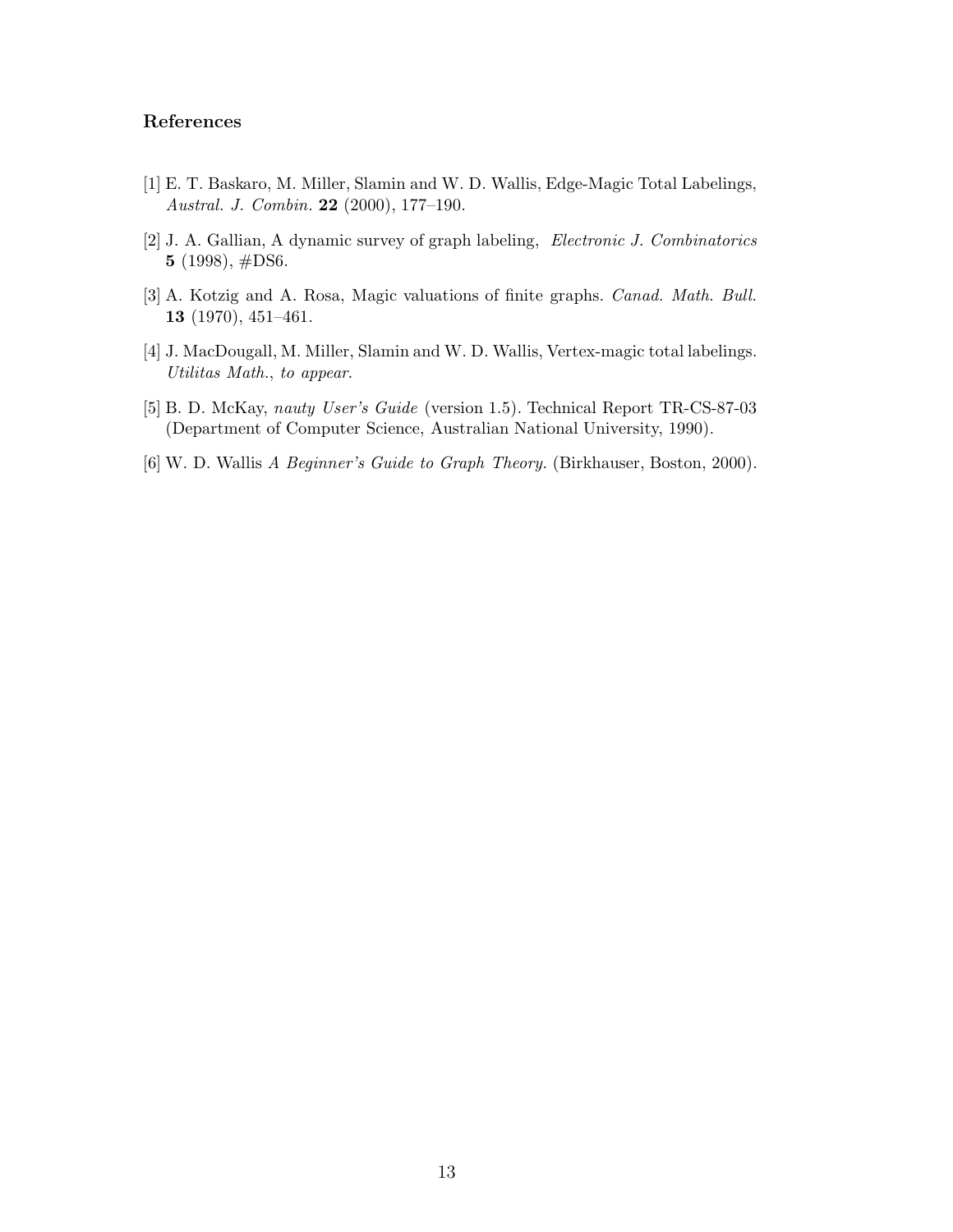## References

[1] E. T. Baskaro, M. Miller, Slamin and W. D. Wallis, Edge-Magic Total Labelings, *Austral. J. Combin.* **22** (2000), 177–190.

[2] J. A. Gallian, A dynamic survey of graph labeling, *Electronic J. Combinatorics* **5** (1998), #DS6.

[3] A. Kotzig and A. Rosa, Magic valuations of finite graphs. *Canad. Math. Bull.* **13** (1970), 451–461.

[4] J. MacDougall, M. Miller, Slamin and W. D. Wallis, Vertex-magic total labelings. *Utilitas Math.*, *to appear*.

[5] B. D. McKay, *nauty User's Guide* (version 1.5). Technical Report TR-CS-87-03 (Department of Computer Science, Australian National University, 1990).

[6] W. D. Wallis *A Beginner's Guide to Graph Theory.* (Birkhauser, Boston, 2000).